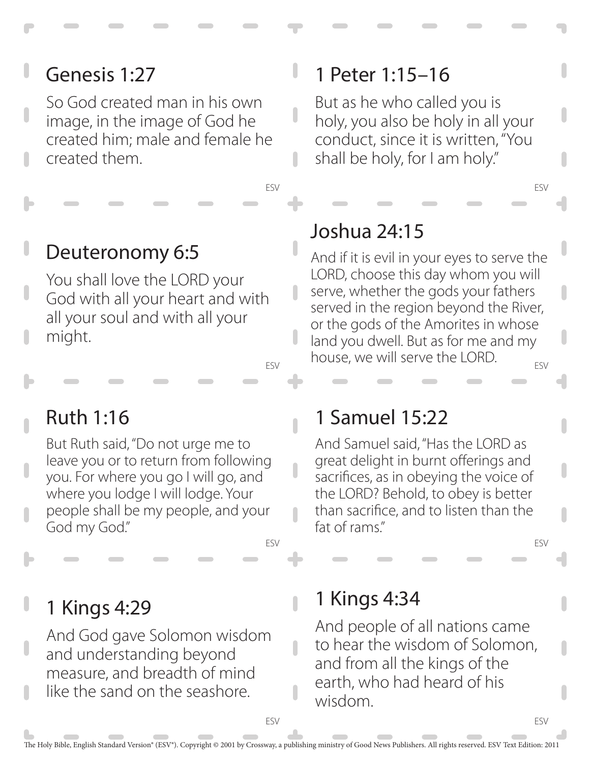## Genesis 1:27

So God created man in his own image, in the image of God he created him; male and female he created them.

ESV

## 1 Peter 1:15–16

But as he who called you is holy, you also be holy in all your conduct, since it is written, "You shall be holy, for I am holy."

ESV

## Deuteronomy 6:5

You shall love the LORD your God with all your heart and with all your soul and with all your might.

ESV

## Joshua 24:15

And if it is evil in your eyes to serve the LORD, choose this day whom you will serve, whether the gods your fathers served in the region beyond the River, or the gods of the Amorites in whose land you dwell. But as for me and my house, we will serve the LORD.

ESV

## Ruth 1:16

But Ruth said, "Do not urge me to leave you or to return from following you. For where you go I will go, and where you lodge I will lodge. Your people shall be my people, and your God my God."

ESV

## 1 Samuel 15:22

And Samuel said, "Has the LORD as great delight in burnt offerings and sacrifices, as in obeying the voice of the LORD? Behold, to obey is better than sacrifice, and to listen than the fat of rams."

ESV

## 1 Kings 4:29

And God gave Solomon wisdom and understanding beyond measure, and breadth of mind like the sand on the seashore.

ESV

## 1 Kings 4:34

And people of all nations came to hear the wisdom of Solomon, and from all the kings of the earth, who had heard of his wisdom.

ESV

The Holy Bible, English Standard Version® (ESV®). Copyright © 2001 by Crossway, a publishing ministry of Good News Publishers. All rights reserved. ESV Text Edition: 2011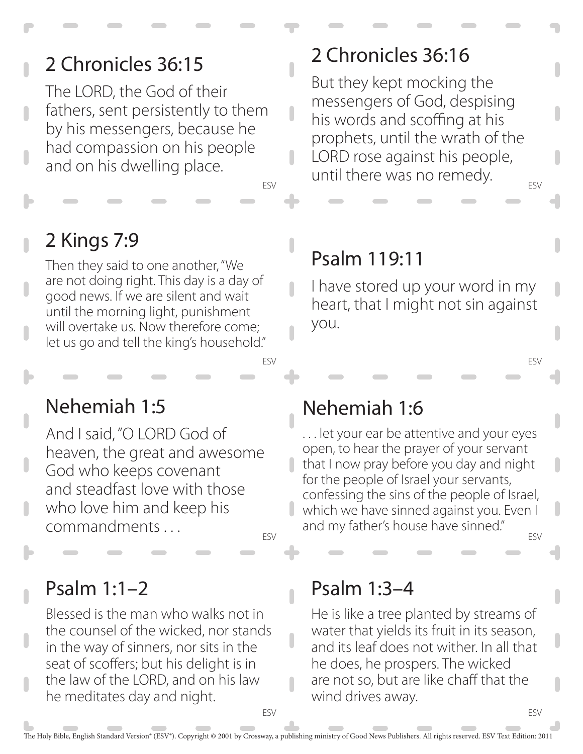## 2 Chronicles 36:15

The LORD, the God of their fathers, sent persistently to them by his messengers, because he had compassion on his people and on his dwelling place.

ESV

## 2 Chronicles 36:16

But they kept mocking the messengers of God, despising his words and scoffing at his prophets, until the wrath of the LORD rose against his people, until there was no remedy.

ESV

## 2 Kings 7:9

Then they said to one another, "We are not doing right. This day is a day of good news. If we are silent and wait until the morning light, punishment will overtake us. Now therefore come; let us go and tell the king's household."

ESV

## Psalm 119:11

I have stored up your word in my heart, that I might not sin against you.

ESV

## Nehemiah 1:5

And I said, "O LORD God of heaven, the great and awesome God who keeps covenant and steadfast love with those who love him and keep his commandments . . .

ESV

## Nehemiah 1:6

. . . let your ear be attentive and your eyes open, to hear the prayer of your servant that I now pray before you day and night for the people of Israel your servants, confessing the sins of the people of Israel, which we have sinned against you. Even I and my father's house have sinned."

ESV

## Psalm 1:1–2

Blessed is the man who walks not in the counsel of the wicked, nor stands in the way of sinners, nor sits in the seat of scoffers; but his delight is in the law of the LORD, and on his law he meditates day and night.

ESV

## Psalm 1:3–4

He is like a tree planted by streams of water that yields its fruit in its season, and its leaf does not wither. In all that he does, he prospers. The wicked are not so, but are like chaff that the wind drives away.

ESV

The Holy Bible, English Standard Version® (ESV®). Copyright © 2001 by Crossway, a publishing ministry of Good News Publishers. All rights reserved. ESV Text Edition: 2011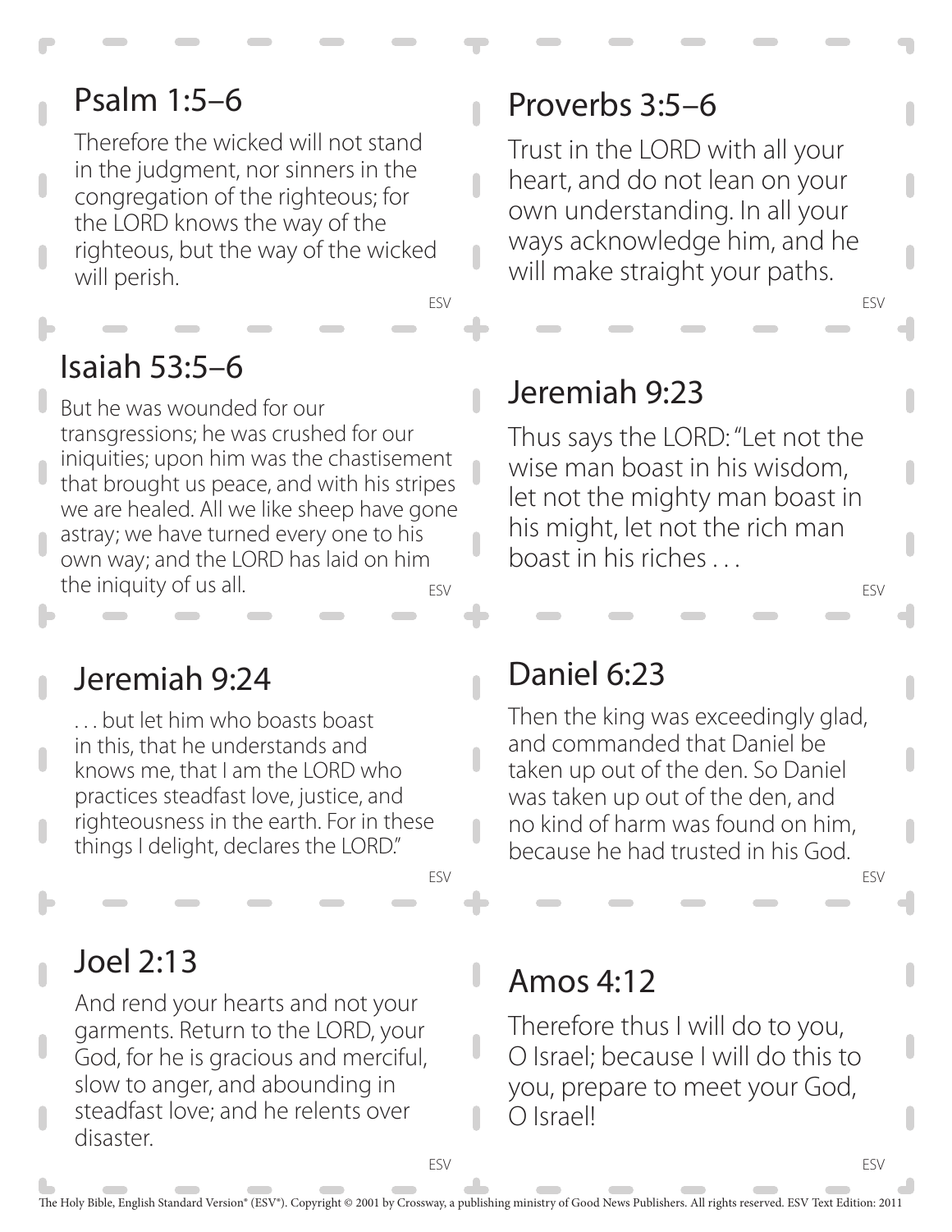## Psalm 1:5–6

Therefore the wicked will not stand in the judgment, nor sinners in the congregation of the righteous; for the LORD knows the way of the righteous, but the way of the wicked will perish.

ESV

## Proverbs 3:5–6

Trust in the LORD with all your heart, and do not lean on your own understanding. In all your ways acknowledge him, and he will make straight your paths.

ESV

## Isaiah 53:5–6

But he was wounded for our transgressions; he was crushed for our iniquities; upon him was the chastisement that brought us peace, and with his stripes we are healed. All we like sheep have gone astray; we have turned every one to his own way; and the LORD has laid on him the iniquity of us all.

ESV

## Jeremiah 9:23

Thus says the LORD: "Let not the wise man boast in his wisdom, let not the mighty man boast in his might, let not the rich man boast in his riches . . .

ESV

## Jeremiah 9:24

. . . but let him who boasts boast in this, that he understands and knows me, that I am the LORD who practices steadfast love, justice, and righteousness in the earth. For in these things I delight, declares the LORD."

ESV

## Daniel 6:23

Then the king was exceedingly glad, and commanded that Daniel be taken up out of the den. So Daniel was taken up out of the den, and no kind of harm was found on him, because he had trusted in his God.

ESV

## Joel 2:13

And rend your hearts and not your garments. Return to the LORD, your God, for he is gracious and merciful, slow to anger, and abounding in steadfast love; and he relents over disaster.

ESV

## Amos 4:12

Therefore thus I will do to you, O Israel; because I will do this to you, prepare to meet your God, O Israel!

ESV

The Holy Bible, English Standard Version® (ESV®). Copyright © 2001 by Crossway, a publishing ministry of Good News Publishers. All rights reserved. ESV Text Edition: 2011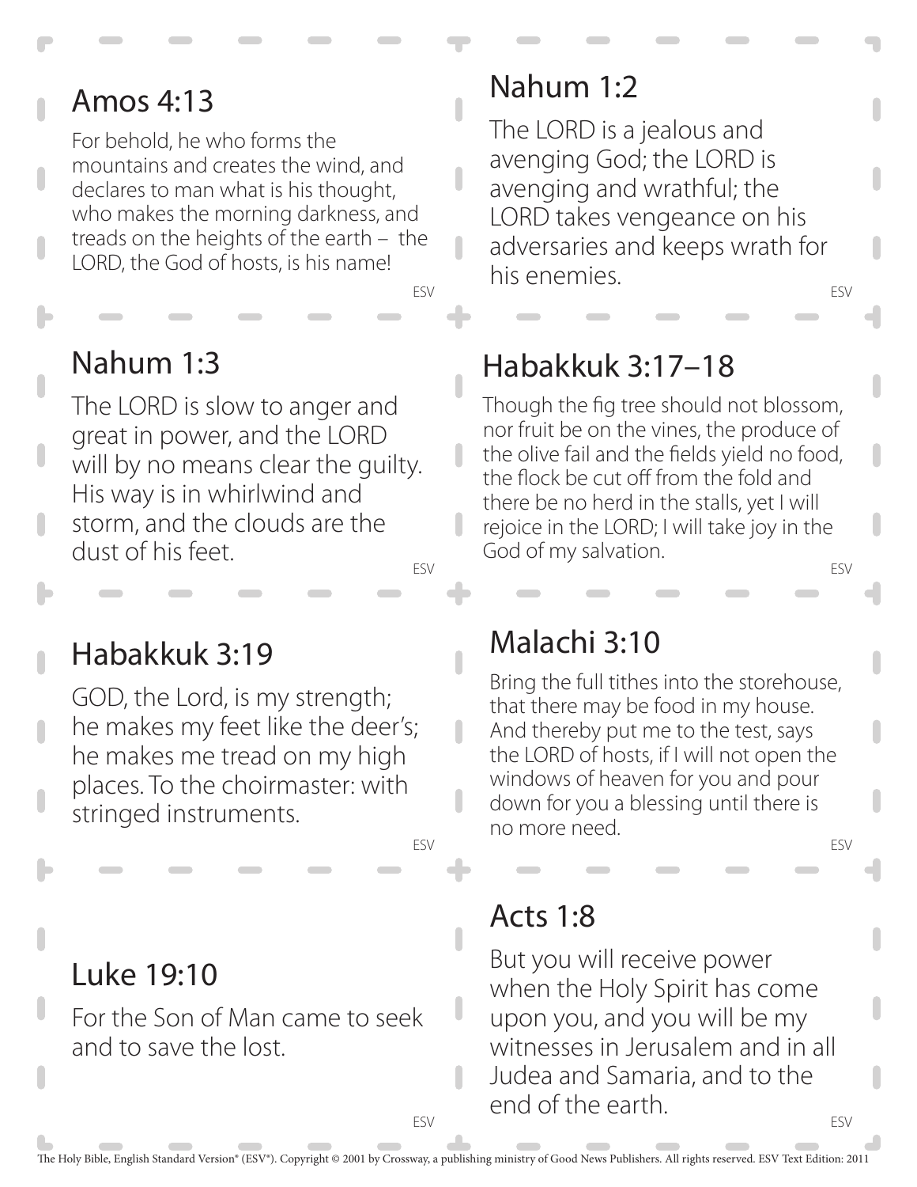## Amos 4:13

For behold, he who forms the mountains and creates the wind, and declares to man what is his thought, who makes the morning darkness, and treads on the heights of the earth – the LORD, the God of hosts, is his name!

ESV

## Nahum 1:2

The LORD is a jealous and avenging God; the LORD is avenging and wrathful; the LORD takes vengeance on his adversaries and keeps wrath for his enemies.

ESV

## Nahum 1:3

The LORD is slow to anger and great in power, and the LORD will by no means clear the guilty. His way is in whirlwind and storm, and the clouds are the dust of his feet.

ESV

## Habakkuk 3:17–18

Though the fig tree should not blossom, nor fruit be on the vines, the produce of the olive fail and the fields yield no food, the flock be cut off from the fold and there be no herd in the stalls, yet I will rejoice in the LORD; I will take joy in the God of my salvation.

ESV

## Habakkuk 3:19

GOD, the Lord, is my strength; he makes my feet like the deer's; he makes me tread on my high places. To the choirmaster: with stringed instruments.

ESV

## Malachi 3:10

Bring the full tithes into the storehouse, that there may be food in my house. And thereby put me to the test, says the LORD of hosts, if I will not open the windows of heaven for you and pour down for you a blessing until there is no more need.

ESV

## Luke 19:10

For the Son of Man came to seek and to save the lost.

ESV

## Acts 1:8

But you will receive power when the Holy Spirit has come upon you, and you will be my witnesses in Jerusalem and in all Judea and Samaria, and to the end of the earth.

ESV

The Holy Bible, English Standard Version® (ESV®). Copyright © 2001 by Crossway, a publishing ministry of Good News Publishers. All rights reserved. ESV Text Edition: 2011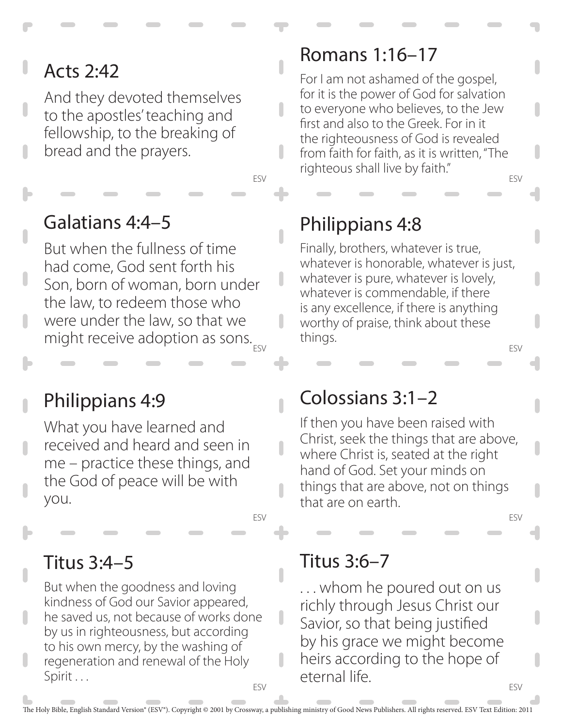## Acts 2:42

And they devoted themselves to the apostles' teaching and fellowship, to the breaking of bread and the prayers.

ESV

## Romans 1:16–17

For I am not ashamed of the gospel, for it is the power of God for salvation to everyone who believes, to the Jew first and also to the Greek. For in it the righteousness of God is revealed from faith for faith, as it is written, "The righteous shall live by faith."

ESV

## Galatians 4:4–5

But when the fullness of time had come, God sent forth his Son, born of woman, born under the law, to redeem those who were under the law, so that we might receive adoption as sons.

ESV

## Philippians 4:8

Finally, brothers, whatever is true, whatever is honorable, whatever is just, whatever is pure, whatever is lovely, whatever is commendable, if there is any excellence, if there is anything worthy of praise, think about these things.

ESV

## Philippians 4:9

What you have learned and received and heard and seen in me – practice these things, and the God of peace will be with you.

ESV

## Colossians 3:1–2

If then you have been raised with Christ, seek the things that are above, where Christ is, seated at the right hand of God. Set your minds on things that are above, not on things that are on earth.

ESV

## Titus 3:4–5

But when the goodness and loving kindness of God our Savior appeared, he saved us, not because of works done by us in righteousness, but according to his own mercy, by the washing of regeneration and renewal of the Holy Spirit . . .

ESV

## Titus 3:6–7

. . . whom he poured out on us richly through Jesus Christ our Savior, so that being justified by his grace we might become heirs according to the hope of eternal life.

ESV

The Holy Bible, English Standard Version® (ESV®). Copyright © 2001 by Crossway, a publishing ministry of Good News Publishers. All rights reserved. ESV Text Edition: 2011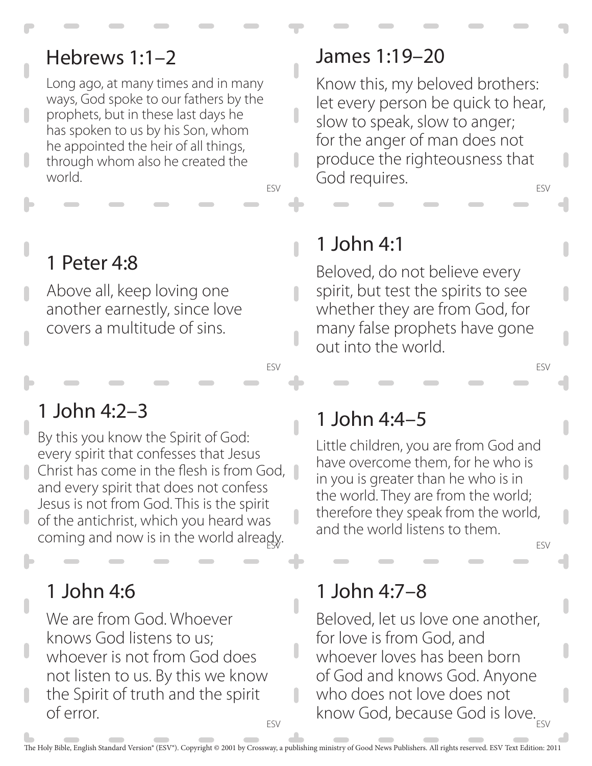## Hebrews 1:1–2

Long ago, at many times and in many ways, God spoke to our fathers by the prophets, but in these last days he has spoken to us by his Son, whom he appointed the heir of all things, through whom also he created the world.

ESV

## James 1:19–20

Know this, my beloved brothers: let every person be quick to hear, slow to speak, slow to anger; for the anger of man does not produce the righteousness that God requires.

ESV

## 1 Peter 4:8

Above all, keep loving one another earnestly, since love covers a multitude of sins.

ESV

## 1 John 4:1

Beloved, do not believe every spirit, but test the spirits to see whether they are from God, for many false prophets have gone out into the world.

ESV

## 1 John 4:2–3

By this you know the Spirit of God: every spirit that confesses that Jesus Christ has come in the flesh is from God, and every spirit that does not confess Jesus is not from God. This is the spirit of the antichrist, which you heard was coming and now is in the world already.

ESV

## 1 John 4:4–5

Little children, you are from God and have overcome them, for he who is in you is greater than he who is in the world. They are from the world; therefore they speak from the world, and the world listens to them.

ESV

## 1 John 4:6

We are from God. Whoever knows God listens to us; whoever is not from God does not listen to us. By this we know the Spirit of truth and the spirit of error.

ESV

## 1 John 4:7–8

Beloved, let us love one another, for love is from God, and whoever loves has been born of God and knows God. Anyone who does not love does not know God, because God is love.

ESV

The Holy Bible, English Standard Version® (ESV®). Copyright © 2001 by Crossway, a publishing ministry of Good News Publishers. All rights reserved. ESV Text Edition: 2011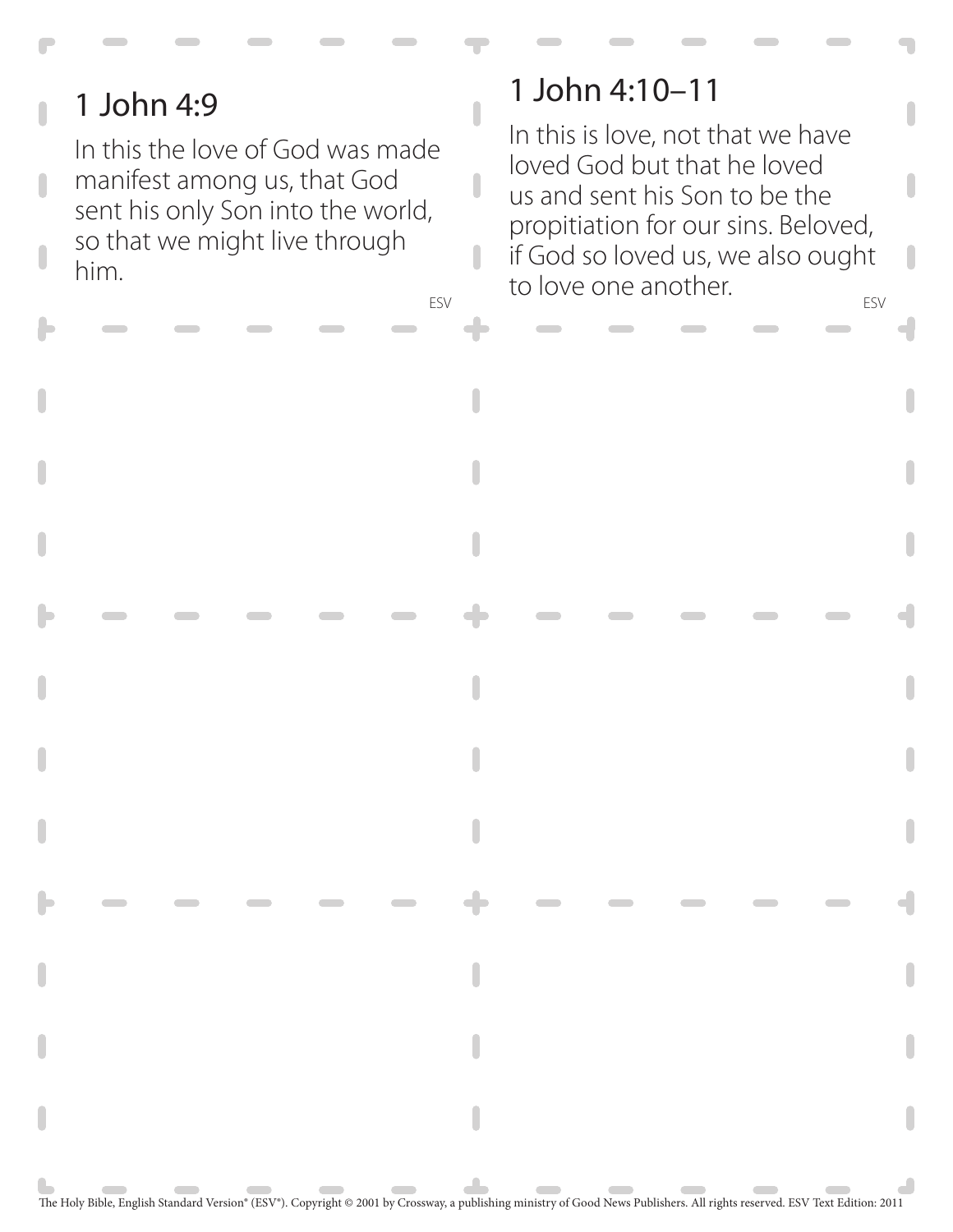## 1 John 4:9

In this the love of God was made manifest among us, that God sent his only Son into the world, so that we might live through him.

ESV

## 1 John 4:10–11

In this is love, not that we have loved God but that he loved us and sent his Son to be the propitiation for our sins. Beloved, if God so loved us, we also ought to love one another.

ESV

The Holy Bible, English Standard Version® (ESV®). Copyright © 2001 by Crossway, a publishing ministry of Good News Publishers. All rights reserved. ESV Text Edition: 2011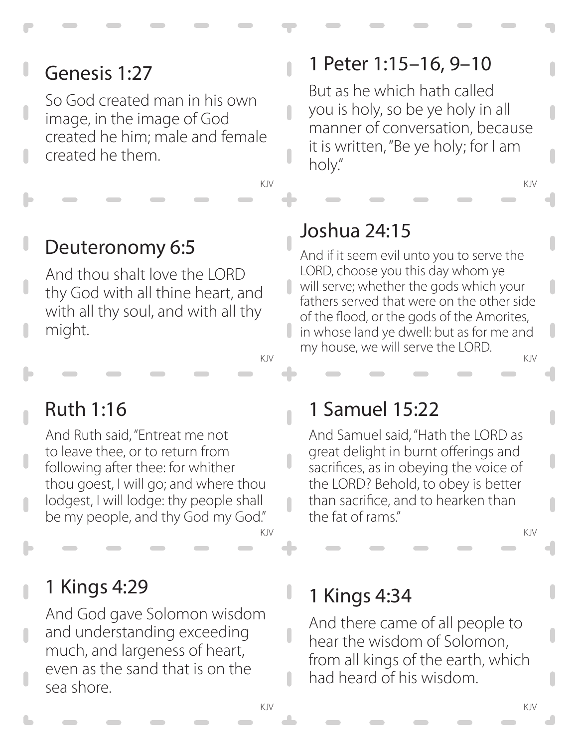## Genesis 1:27

So God created man in his own image, in the image of God created he him; male and female created he them.

KJV

## 1 Peter 1:15–16, 9–10

But as he which hath called you is holy, so be ye holy in all manner of conversation, because it is written, "Be ye holy; for I am holy."

KJV

## Deuteronomy 6:5

And thou shalt love the LORD thy God with all thine heart, and with all thy soul, and with all thy might.

KJV

## Joshua 24:15

And if it seem evil unto you to serve the LORD, choose you this day whom ye will serve; whether the gods which your fathers served that were on the other side of the flood, or the gods of the Amorites, in whose land ye dwell: but as for me and my house, we will serve the LORD.

KJV

## Ruth 1:16

And Ruth said, "Entreat me not to leave thee, or to return from following after thee: for whither thou goest, I will go; and where thou lodgest, I will lodge: thy people shall be my people, and thy God my God."

KJV

## 1 Samuel 15:22

And Samuel said, "Hath the LORD as great delight in burnt offerings and sacrifices, as in obeying the voice of the LORD? Behold, to obey is better than sacrifice, and to hearken than the fat of rams."

KJV

## 1 Kings 4:29

And God gave Solomon wisdom and understanding exceeding much, and largeness of heart, even as the sand that is on the sea shore.

KJV

## 1 Kings 4:34

And there came of all people to hear the wisdom of Solomon, from all kings of the earth, which had heard of his wisdom.

KJV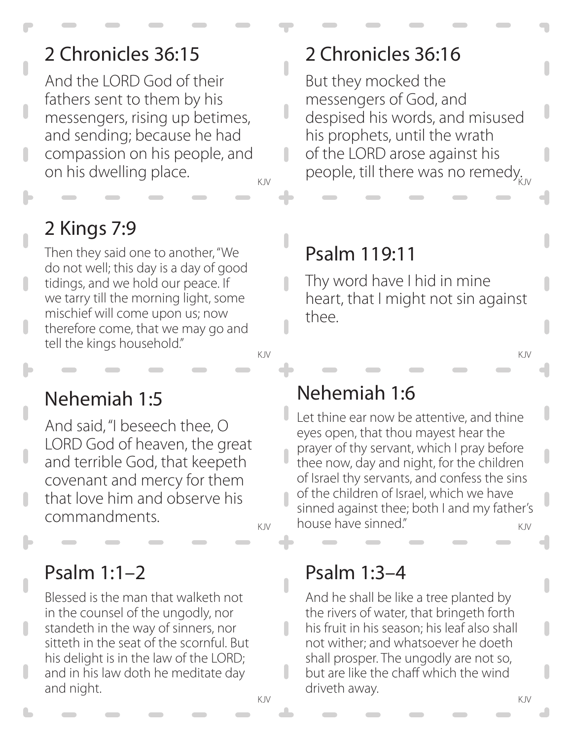## 2 Chronicles 36:15

And the LORD God of their fathers sent to them by his messengers, rising up betimes, and sending; because he had compassion on his people, and on his dwelling place.

KJV

## 2 Chronicles 36:16

But they mocked the messengers of God, and despised his words, and misused his prophets, until the wrath of the LORD arose against his people, till there was no remedy.

KJV

## 2 Kings 7:9

Then they said one to another, "We do not well; this day is a day of good tidings, and we hold our peace. If we tarry till the morning light, some mischief will come upon us; now therefore come, that we may go and tell the kings household."

KJV

## Psalm 119:11

Thy word have I hid in mine heart, that I might not sin against thee.

KJV

## Nehemiah 1:5

And said, "I beseech thee, O LORD God of heaven, the great and terrible God, that keepeth covenant and mercy for them that love him and observe his commandments.

KJV

## Nehemiah 1:6

Let thine ear now be attentive, and thine eyes open, that thou mayest hear the prayer of thy servant, which I pray before thee now, day and night, for the children of Israel thy servants, and confess the sins of the children of Israel, which we have sinned against thee; both I and my father's house have sinned."

KJV

## Psalm 1:1–2

Blessed is the man that walketh not in the counsel of the ungodly, nor standeth in the way of sinners, nor sitteth in the seat of the scornful. But his delight is in the law of the LORD; and in his law doth he meditate day and night.

KJV

## Psalm 1:3–4

And he shall be like a tree planted by the rivers of water, that bringeth forth his fruit in his season; his leaf also shall not wither; and whatsoever he doeth shall prosper. The ungodly are not so, but are like the chaff which the wind driveth away.

KJV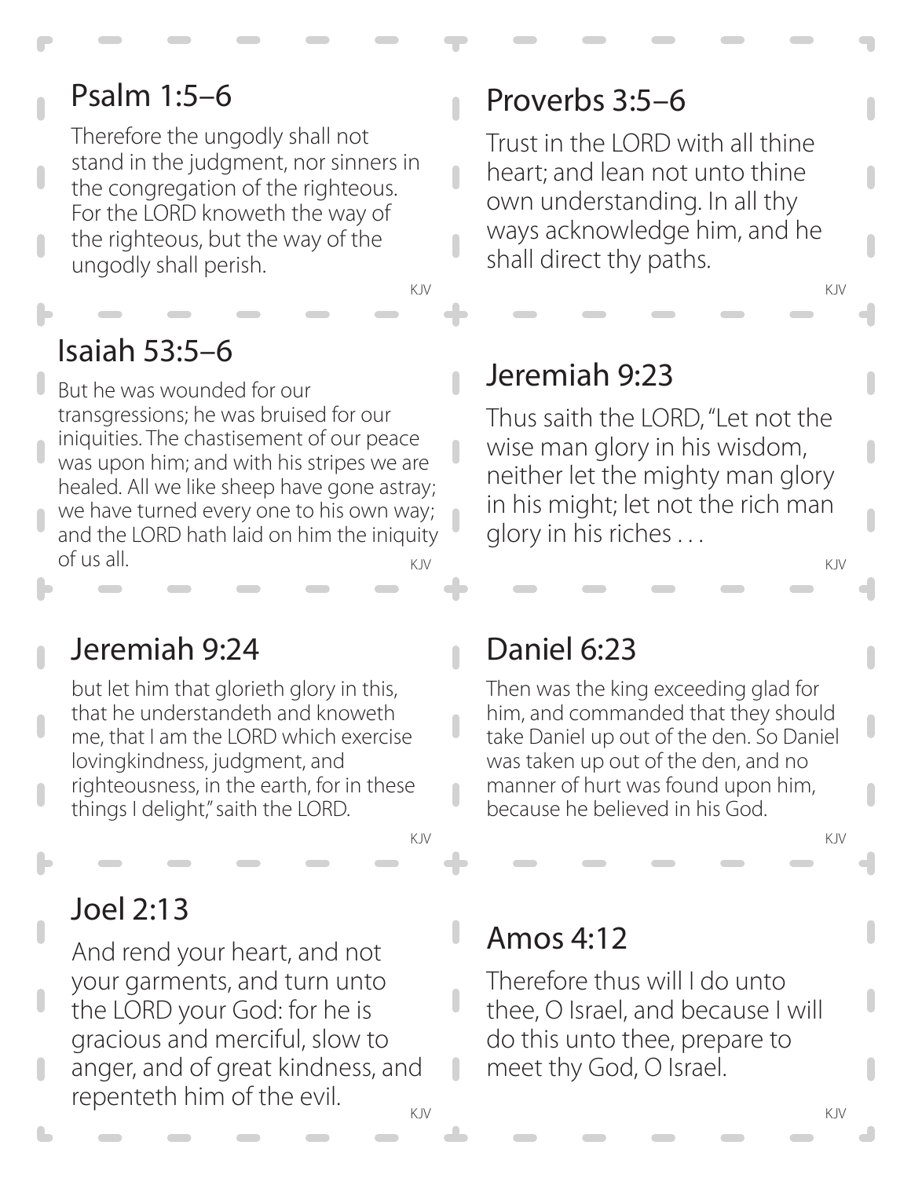## Psalm 1:5–6

Therefore the ungodly shall not stand in the judgment, nor sinners in the congregation of the righteous. For the LORD knoweth the way of the righteous, but the way of the ungodly shall perish.

KJV

## Proverbs 3:5–6

Trust in the LORD with all thine heart; and lean not unto thine own understanding. In all thy ways acknowledge him, and he shall direct thy paths.

KJV

## Isaiah 53:5–6

But he was wounded for our transgressions; he was bruised for our iniquities. The chastisement of our peace was upon him; and with his stripes we are healed. All we like sheep have gone astray; we have turned every one to his own way; and the LORD hath laid on him the iniquity of us all.

KJV

## Jeremiah 9:23

Thus saith the LORD, "Let not the wise man glory in his wisdom, neither let the mighty man glory in his might; let not the rich man glory in his riches . . .

KJV

## Jeremiah 9:24

but let him that glorieth glory in this, that he understandeth and knoweth me, that I am the LORD which exercise lovingkindness, judgment, and righteousness, in the earth, for in these things I delight," saith the LORD.

KJV

## Daniel 6:23

Then was the king exceeding glad for him, and commanded that they should take Daniel up out of the den. So Daniel was taken up out of the den, and no manner of hurt was found upon him, because he believed in his God.

KJV

## Joel 2:13

And rend your heart, and not your garments, and turn unto the LORD your God: for he is gracious and merciful, slow to anger, and of great kindness, and repenteth him of the evil.

KJV

## Amos 4:12

Therefore thus will I do unto thee, O Israel, and because I will do this unto thee, prepare to meet thy God, O Israel.

KJV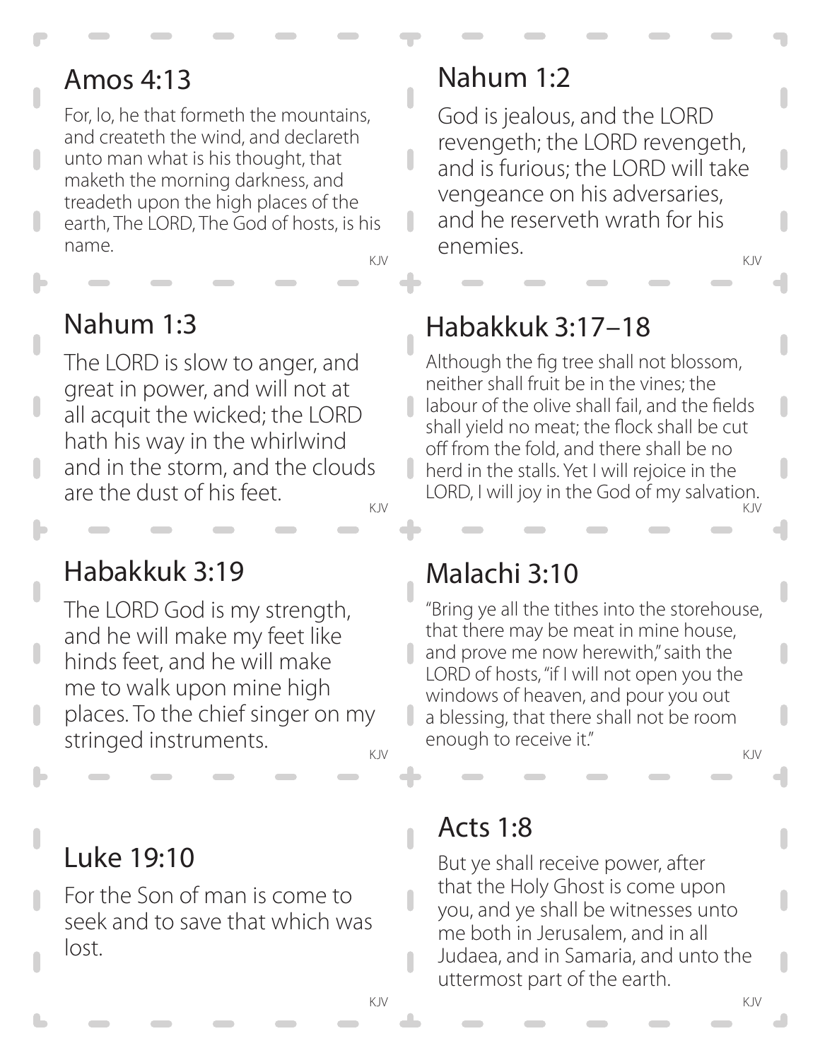## Amos 4:13

For, lo, he that formeth the mountains, and createth the wind, and declareth unto man what is his thought, that maketh the morning darkness, and treadeth upon the high places of the earth, The LORD, The God of hosts, is his name.

KJV

## Nahum 1:2

God is jealous, and the LORD revengeth; the LORD revengeth, and is furious; the LORD will take vengeance on his adversaries, and he reserveth wrath for his enemies.

KJV

## Nahum 1:3

The LORD is slow to anger, and great in power, and will not at all acquit the wicked; the LORD hath his way in the whirlwind and in the storm, and the clouds are the dust of his feet.

KJV

## Habakkuk 3:17–18

Although the fig tree shall not blossom, neither shall fruit be in the vines; the labour of the olive shall fail, and the fields shall yield no meat; the flock shall be cut off from the fold, and there shall be no herd in the stalls. Yet I will rejoice in the LORD, I will joy in the God of my salvation.

KJV

## Habakkuk 3:19

The LORD God is my strength, and he will make my feet like hinds feet, and he will make me to walk upon mine high places. To the chief singer on my stringed instruments.

KJV

## Malachi 3:10

"Bring ye all the tithes into the storehouse, that there may be meat in mine house, and prove me now herewith," saith the LORD of hosts, "if I will not open you the windows of heaven, and pour you out a blessing, that there shall not be room enough to receive it."

KJV

## Luke 19:10

For the Son of man is come to seek and to save that which was lost.

KJV

## Acts 1:8

But ye shall receive power, after that the Holy Ghost is come upon you, and ye shall be witnesses unto me both in Jerusalem, and in all Judaea, and in Samaria, and unto the uttermost part of the earth.

KJV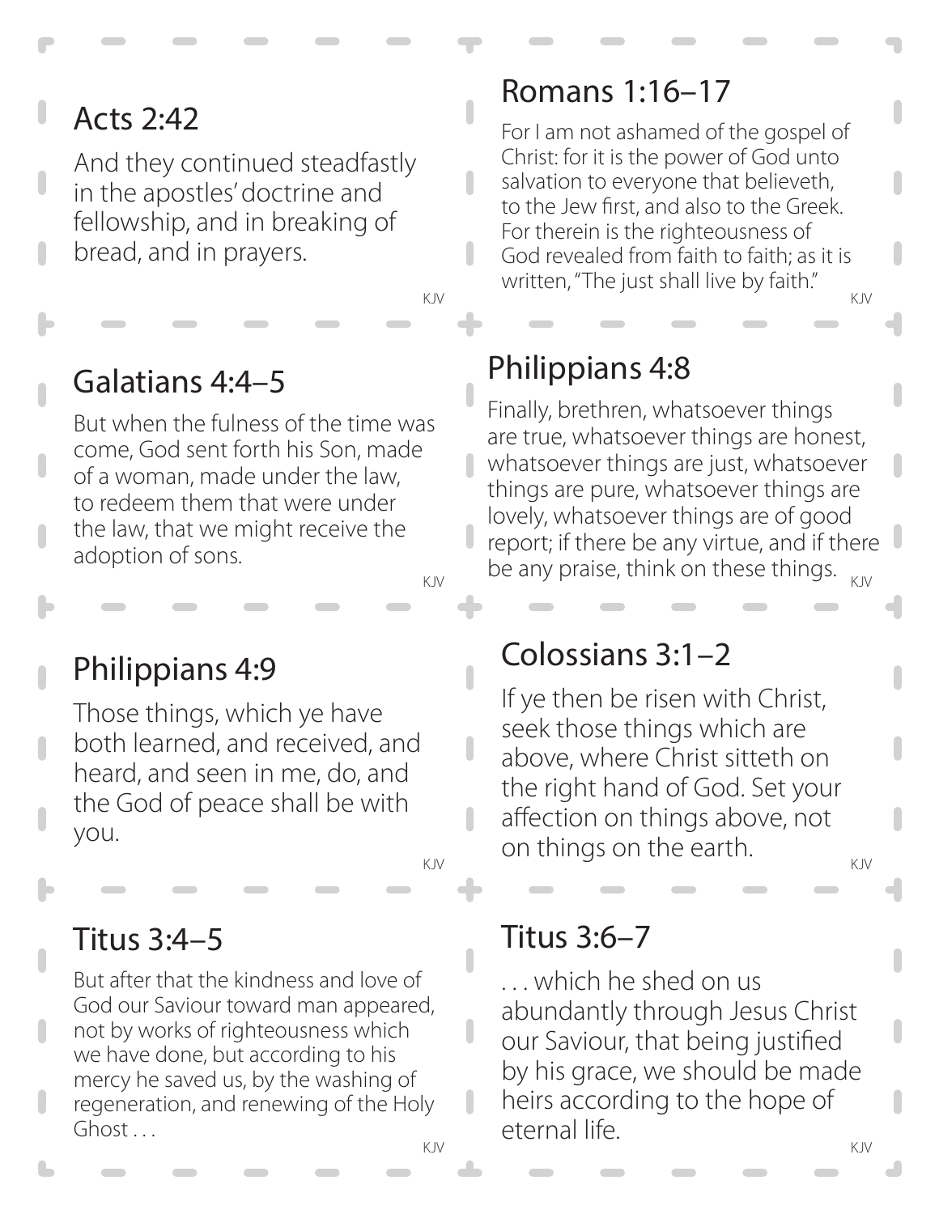## Acts 2:42

And they continued steadfastly in the apostles' doctrine and fellowship, and in breaking of bread, and in prayers.

KJV

## Romans 1:16–17

For I am not ashamed of the gospel of Christ: for it is the power of God unto salvation to everyone that believeth, to the Jew first, and also to the Greek. For therein is the righteousness of God revealed from faith to faith; as it is written, "The just shall live by faith."

KJV

## Galatians 4:4–5

But when the fulness of the time was come, God sent forth his Son, made of a woman, made under the law, to redeem them that were under the law, that we might receive the adoption of sons.

KJV

## Philippians 4:8

Finally, brethren, whatsoever things are true, whatsoever things are honest, whatsoever things are just, whatsoever things are pure, whatsoever things are lovely, whatsoever things are of good report; if there be any virtue, and if there be any praise, think on these things.

KJV

## Philippians 4:9

Those things, which ye have both learned, and received, and heard, and seen in me, do, and the God of peace shall be with you.

KJV

## Colossians 3:1–2

If ye then be risen with Christ, seek those things which are above, where Christ sitteth on the right hand of God. Set your affection on things above, not on things on the earth.

KJV

## Titus 3:4–5

But after that the kindness and love of God our Saviour toward man appeared, not by works of righteousness which we have done, but according to his mercy he saved us, by the washing of regeneration, and renewing of the Holy Ghost . . .

KJV

## Titus 3:6–7

. . . which he shed on us abundantly through Jesus Christ our Saviour, that being justified by his grace, we should be made heirs according to the hope of eternal life.

KJV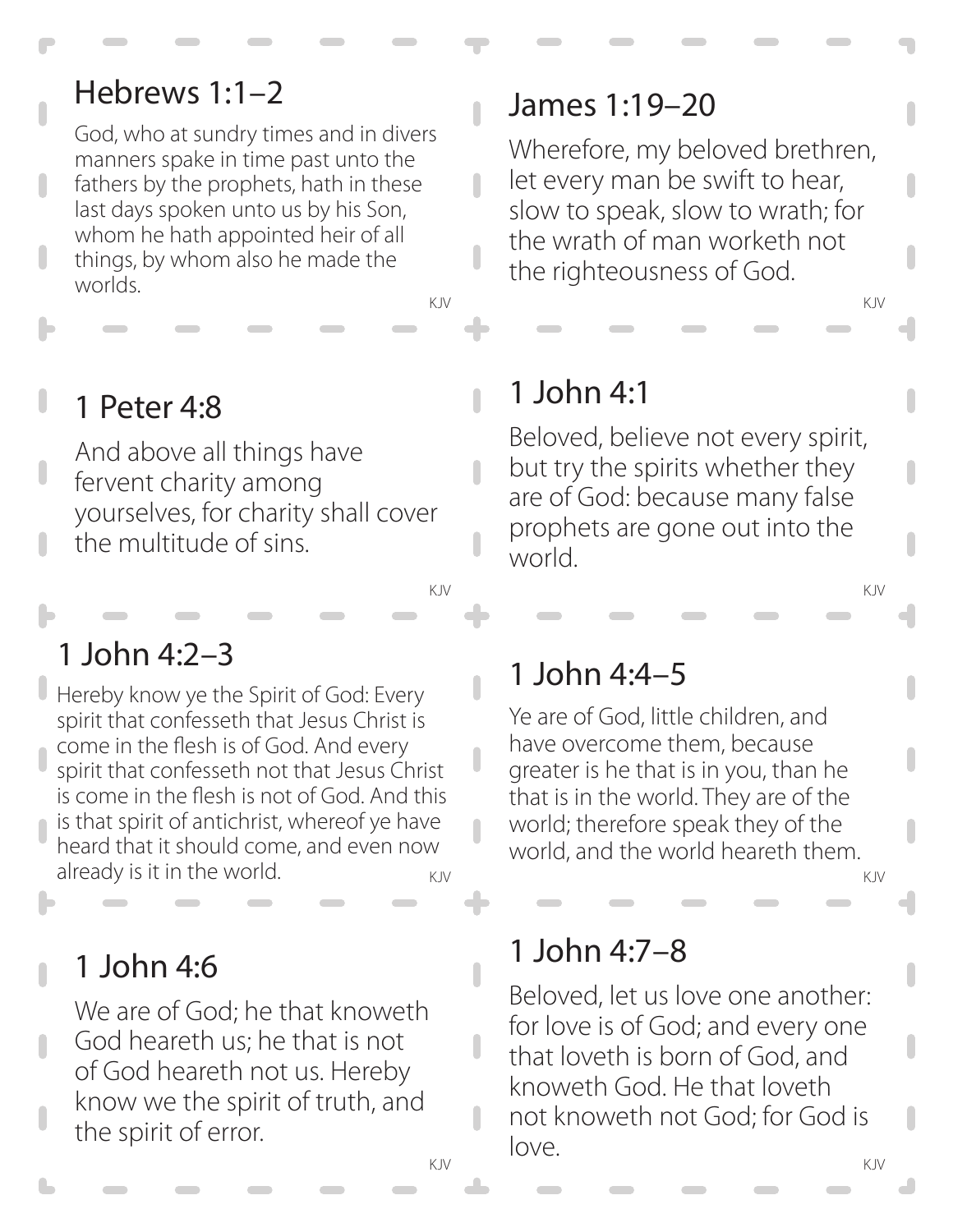## Hebrews 1:1–2

God, who at sundry times and in divers manners spake in time past unto the fathers by the prophets, hath in these last days spoken unto us by his Son, whom he hath appointed heir of all things, by whom also he made the worlds.

KJV

## James 1:19–20

Wherefore, my beloved brethren, let every man be swift to hear, slow to speak, slow to wrath; for the wrath of man worketh not the righteousness of God.

KJV

## 1 Peter 4:8

And above all things have fervent charity among yourselves, for charity shall cover the multitude of sins.

KJV

## 1 John 4:1

Beloved, believe not every spirit, but try the spirits whether they are of God: because many false prophets are gone out into the world.

KJV

## 1 John 4:2–3

Hereby know ye the Spirit of God: Every spirit that confesseth that Jesus Christ is come in the flesh is of God. And every spirit that confesseth not that Jesus Christ is come in the flesh is not of God. And this is that spirit of antichrist, whereof ye have heard that it should come, and even now already is it in the world.

KJV

## 1 John 4:4–5

Ye are of God, little children, and have overcome them, because greater is he that is in you, than he that is in the world. They are of the world; therefore speak they of the world, and the world heareth them.

KJV

## 1 John 4:6

We are of God; he that knoweth God heareth us; he that is not of God heareth not us. Hereby know we the spirit of truth, and the spirit of error.

KJV

## 1 John 4:7–8

Beloved, let us love one another: for love is of God; and every one that loveth is born of God, and knoweth God. He that loveth not knoweth not God; for God is love.

KJV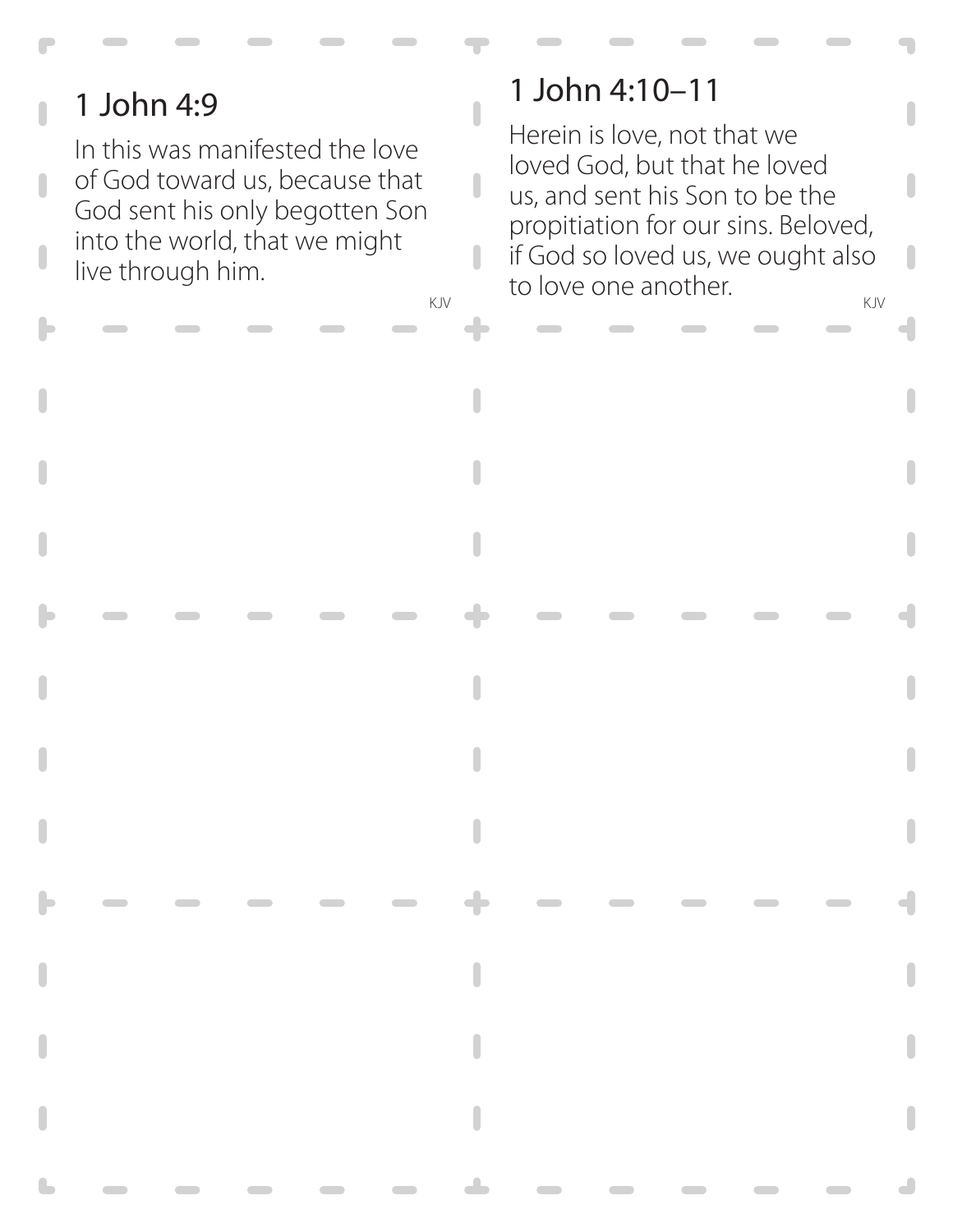## 1 John 4:9

In this was manifested the love of God toward us, because that God sent his only begotten Son into the world, that we might live through him.

KJV

## 1 John 4:10–11

Herein is love, not that we loved God, but that he loved us, and sent his Son to be the propitiation for our sins. Beloved, if God so loved us, we ought also to love one another.

KJV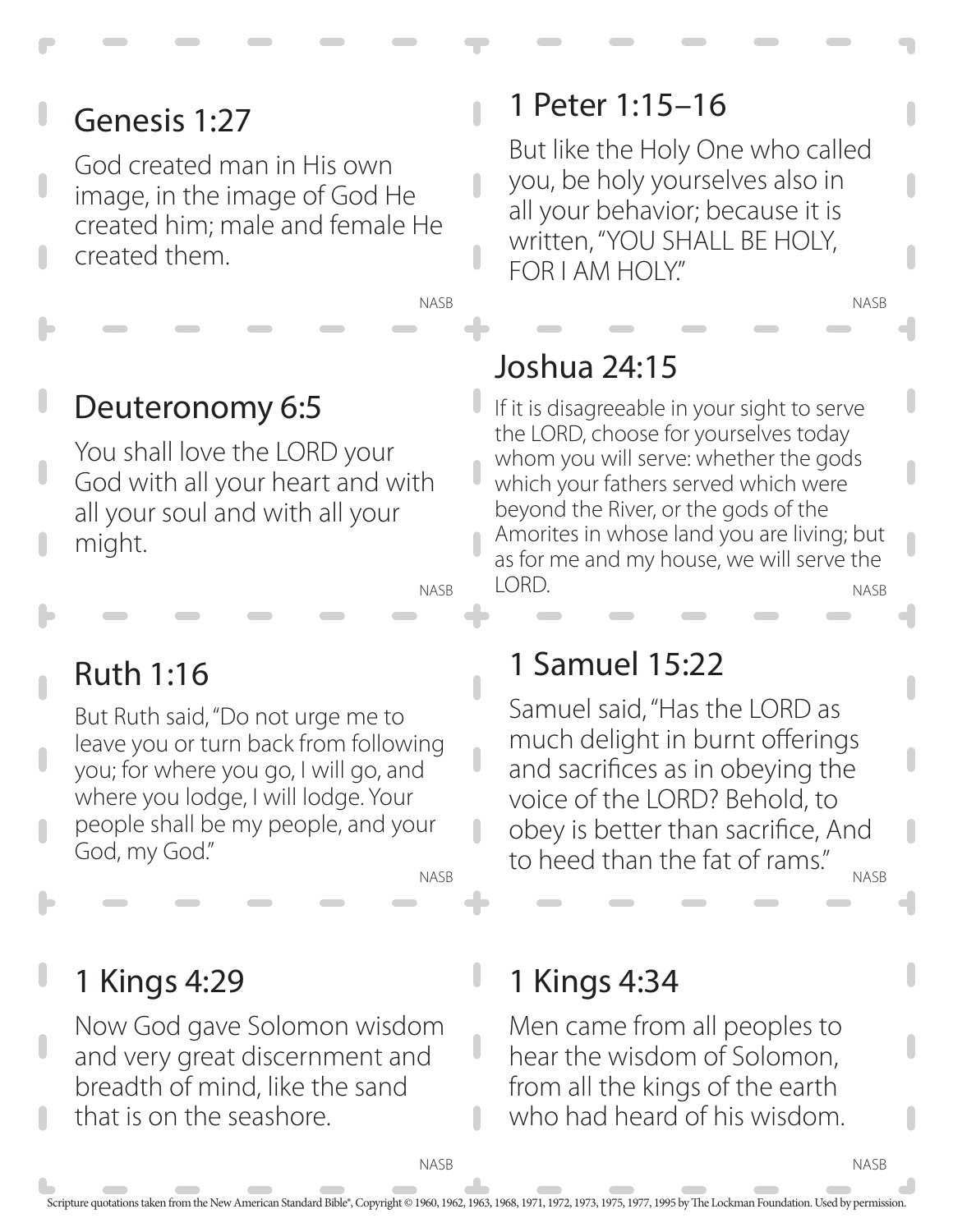## Genesis 1:27

God created man in His own image, in the image of God He created him; male and female He created them.

NASB

## 1 Peter 1:15–16

But like the Holy One who called you, be holy yourselves also in all your behavior; because it is written, "YOU SHALL BE HOLY, FOR I AM HOLY."

NASB

## Deuteronomy 6:5

You shall love the LORD your God with all your heart and with all your soul and with all your might.

NASB

## Joshua 24:15

If it is disagreeable in your sight to serve the LORD, choose for yourselves today whom you will serve: whether the gods which your fathers served which were beyond the River, or the gods of the Amorites in whose land you are living; but as for me and my house, we will serve the LORD.

NASB

## Ruth 1:16

But Ruth said, "Do not urge me to leave you or turn back from following you; for where you go, I will go, and where you lodge, I will lodge. Your people shall be my people, and your God, my God."

NASB

## 1 Samuel 15:22

Samuel said, "Has the LORD as much delight in burnt offerings and sacrifices as in obeying the voice of the LORD? Behold, to obey is better than sacrifice, And to heed than the fat of rams."

NASB

## 1 Kings 4:29

Now God gave Solomon wisdom and very great discernment and breadth of mind, like the sand that is on the seashore.

NASB

## 1 Kings 4:34

Men came from all peoples to hear the wisdom of Solomon, from all the kings of the earth who had heard of his wisdom.

NASB

Scripture quotations taken from the New American Standard Bible®, Copyright © 1960, 1962, 1963, 1968, 1971, 1972, 1973, 1975, 1977, 1995 by The Lockman Foundation. Used by permission.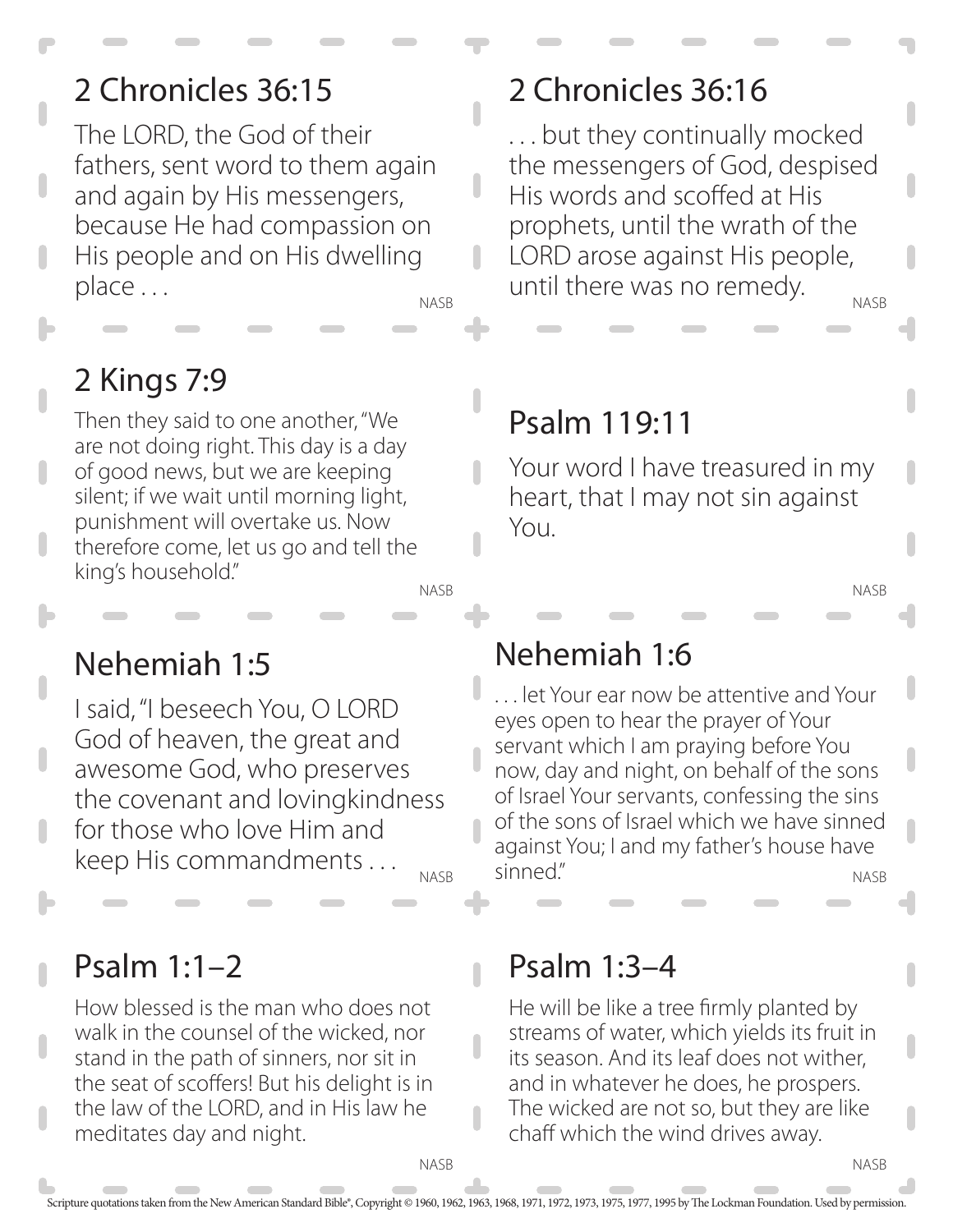## 2 Chronicles 36:15

The LORD, the God of their fathers, sent word to them again and again by His messengers, because He had compassion on His people and on His dwelling place . . .

NASB

## 2 Chronicles 36:16

. . . but they continually mocked the messengers of God, despised His words and scoffed at His prophets, until the wrath of the LORD arose against His people, until there was no remedy.

NASB

## 2 Kings 7:9

Then they said to one another, "We are not doing right. This day is a day of good news, but we are keeping silent; if we wait until morning light, punishment will overtake us. Now therefore come, let us go and tell the king's household."

NASB

## Psalm 119:11

Your word I have treasured in my heart, that I may not sin against You.

NASB

## Nehemiah 1:5

I said, "I beseech You, O LORD God of heaven, the great and awesome God, who preserves the covenant and lovingkindness for those who love Him and keep His commandments . . .

NASB

## Nehemiah 1:6

. . . let Your ear now be attentive and Your eyes open to hear the prayer of Your servant which I am praying before You now, day and night, on behalf of the sons of Israel Your servants, confessing the sins of the sons of Israel which we have sinned against You; I and my father's house have sinned."

NASB

## Psalm 1:1–2

How blessed is the man who does not walk in the counsel of the wicked, nor stand in the path of sinners, nor sit in the seat of scoffers! But his delight is in the law of the LORD, and in His law he meditates day and night.

NASB

## Psalm 1:3–4

He will be like a tree firmly planted by streams of water, which yields its fruit in its season. And its leaf does not wither, and in whatever he does, he prospers. The wicked are not so, but they are like chaff which the wind drives away.

NASB

Scripture quotations taken from the New American Standard Bible®, Copyright © 1960, 1962, 1963, 1968, 1971, 1972, 1973, 1975, 1977, 1995 by The Lockman Foundation. Used by permission.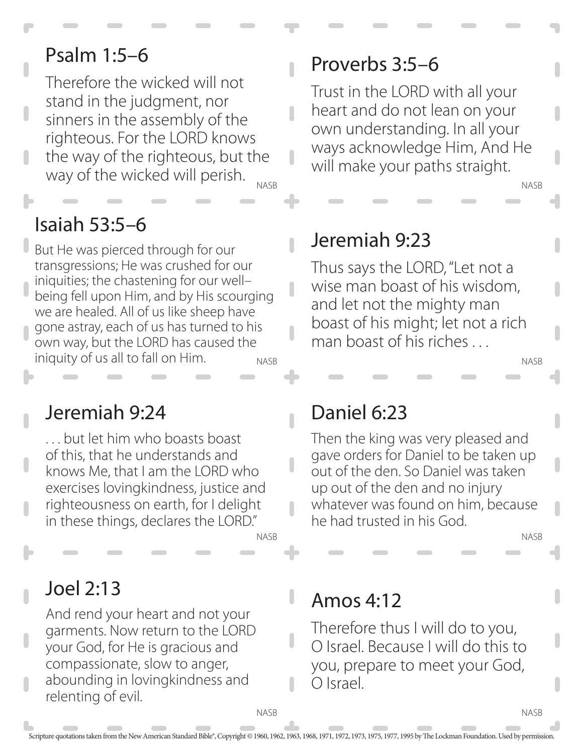## Psalm 1:5–6

Therefore the wicked will not stand in the judgment, nor sinners in the assembly of the righteous. For the LORD knows the way of the righteous, but the way of the wicked will perish.

NASB

## Proverbs 3:5–6

Trust in the LORD with all your heart and do not lean on your own understanding. In all your ways acknowledge Him, And He will make your paths straight.

NASB

## Isaiah 53:5–6

But He was pierced through for our transgressions; He was crushed for our iniquities; the chastening for our well–being fell upon Him, and by His scourging we are healed. All of us like sheep have gone astray, each of us has turned to his own way, but the LORD has caused the iniquity of us all to fall on Him.

NASB

## Jeremiah 9:23

Thus says the LORD, "Let not a wise man boast of his wisdom, and let not the mighty man boast of his might; let not a rich man boast of his riches . . .

NASB

## Jeremiah 9:24

. . . but let him who boasts boast of this, that he understands and knows Me, that I am the LORD who exercises lovingkindness, justice and righteousness on earth, for I delight in these things, declares the LORD."

NASB

## Daniel 6:23

Then the king was very pleased and gave orders for Daniel to be taken up out of the den. So Daniel was taken up out of the den and no injury whatever was found on him, because he had trusted in his God.

NASB

## Joel 2:13

And rend your heart and not your garments. Now return to the LORD your God, for He is gracious and compassionate, slow to anger, abounding in lovingkindness and relenting of evil.

NASB

## Amos 4:12

Therefore thus I will do to you, O Israel. Because I will do this to you, prepare to meet your God, O Israel.

NASB

Scripture quotations taken from the New American Standard Bible®, Copyright © 1960, 1962, 1963, 1968, 1971, 1972, 1973, 1975, 1977, 1995 by The Lockman Foundation. Used by permission.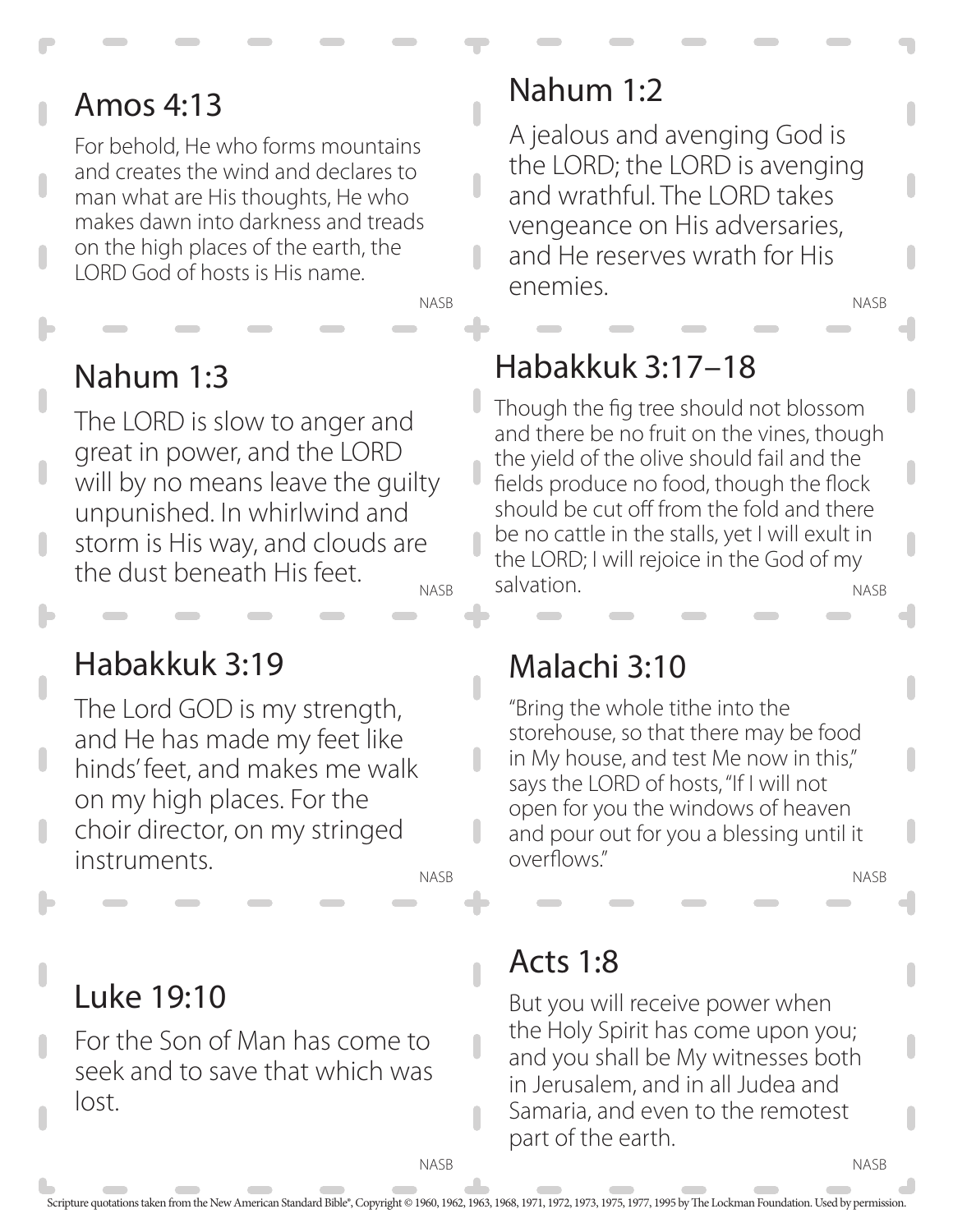## Amos 4:13

For behold, He who forms mountains and creates the wind and declares to man what are His thoughts, He who makes dawn into darkness and treads on the high places of the earth, the LORD God of hosts is His name.

NASB

## Nahum 1:2

A jealous and avenging God is the LORD; the LORD is avenging and wrathful. The LORD takes vengeance on His adversaries, and He reserves wrath for His enemies.

NASB

## Nahum 1:3

The LORD is slow to anger and great in power, and the LORD will by no means leave the guilty unpunished. In whirlwind and storm is His way, and clouds are the dust beneath His feet.

NASB

## Habakkuk 3:17–18

Though the fig tree should not blossom and there be no fruit on the vines, though the yield of the olive should fail and the fields produce no food, though the flock should be cut off from the fold and there be no cattle in the stalls, yet I will exult in the LORD; I will rejoice in the God of my salvation.

NASB

## Habakkuk 3:19

The Lord GOD is my strength, and He has made my feet like hinds' feet, and makes me walk on my high places. For the choir director, on my stringed instruments.

NASB

## Malachi 3:10

"Bring the whole tithe into the storehouse, so that there may be food in My house, and test Me now in this," says the LORD of hosts, "If I will not open for you the windows of heaven and pour out for you a blessing until it overflows."

NASB

## Luke 19:10

For the Son of Man has come to seek and to save that which was lost.

NASB

## Acts 1:8

But you will receive power when the Holy Spirit has come upon you; and you shall be My witnesses both in Jerusalem, and in all Judea and Samaria, and even to the remotest part of the earth.

NASB

Scripture quotations taken from the New American Standard Bible®, Copyright © 1960, 1962, 1963, 1968, 1971, 1972, 1973, 1975, 1977, 1995 by The Lockman Foundation. Used by permission.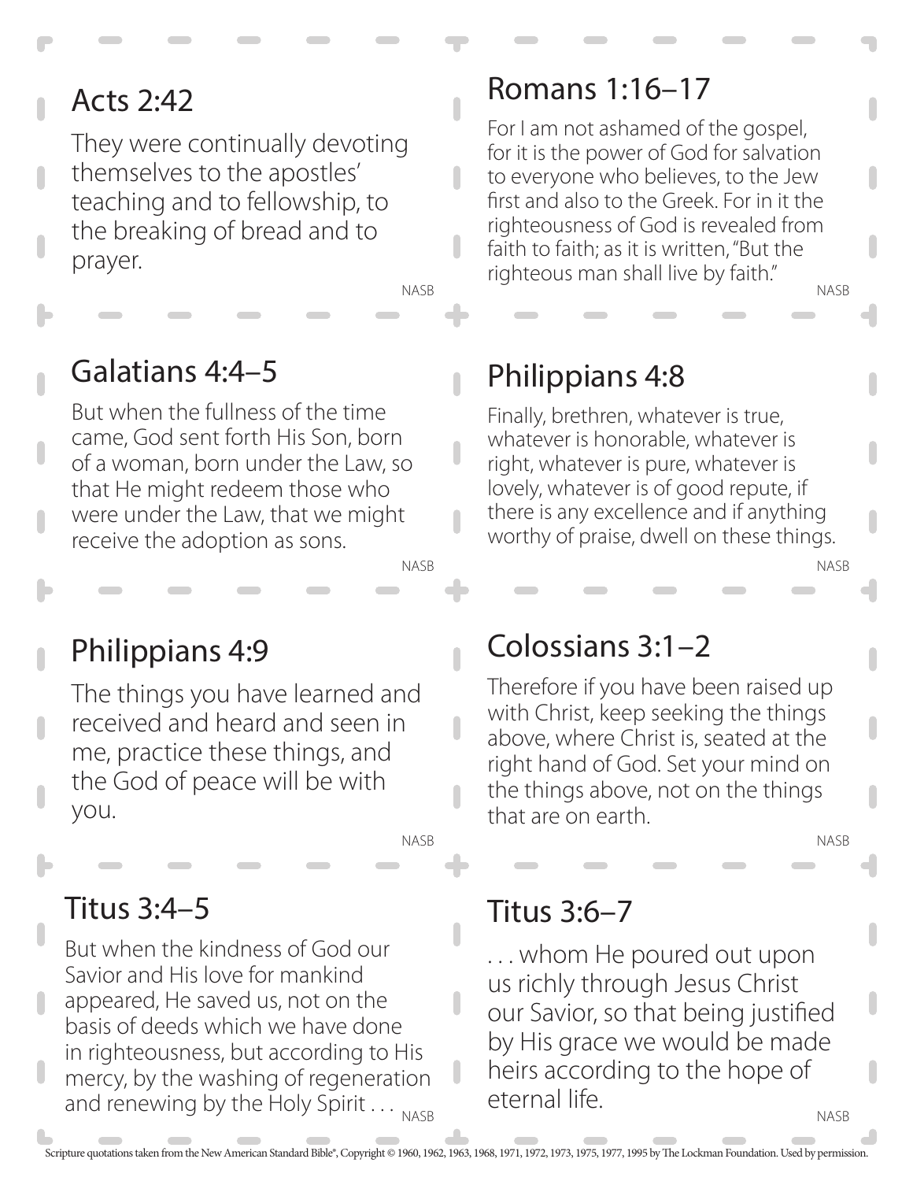## Acts 2:42

They were continually devoting themselves to the apostles' teaching and to fellowship, to the breaking of bread and to prayer.

NASB

## Romans 1:16–17

For I am not ashamed of the gospel, for it is the power of God for salvation to everyone who believes, to the Jew first and also to the Greek. For in it the righteousness of God is revealed from faith to faith; as it is written, "But the righteous man shall live by faith."

NASB

## Galatians 4:4–5

But when the fullness of the time came, God sent forth His Son, born of a woman, born under the Law, so that He might redeem those who were under the Law, that we might receive the adoption as sons.

NASB

## Philippians 4:8

Finally, brethren, whatever is true, whatever is honorable, whatever is right, whatever is pure, whatever is lovely, whatever is of good repute, if there is any excellence and if anything worthy of praise, dwell on these things.

NASB

## Philippians 4:9

The things you have learned and received and heard and seen in me, practice these things, and the God of peace will be with you.

NASB

## Colossians 3:1–2

Therefore if you have been raised up with Christ, keep seeking the things above, where Christ is, seated at the right hand of God. Set your mind on the things above, not on the things that are on earth.

NASB

## Titus 3:4–5

But when the kindness of God our Savior and His love for mankind appeared, He saved us, not on the basis of deeds which we have done in righteousness, but according to His mercy, by the washing of regeneration and renewing by the Holy Spirit . . .

NASB

## Titus 3:6–7

. . . whom He poured out upon us richly through Jesus Christ our Savior, so that being justified by His grace we would be made heirs according to the hope of eternal life.

NASB

Scripture quotations taken from the New American Standard Bible®, Copyright © 1960, 1962, 1963, 1968, 1971, 1972, 1973, 1975, 1977, 1995 by The Lockman Foundation. Used by permission.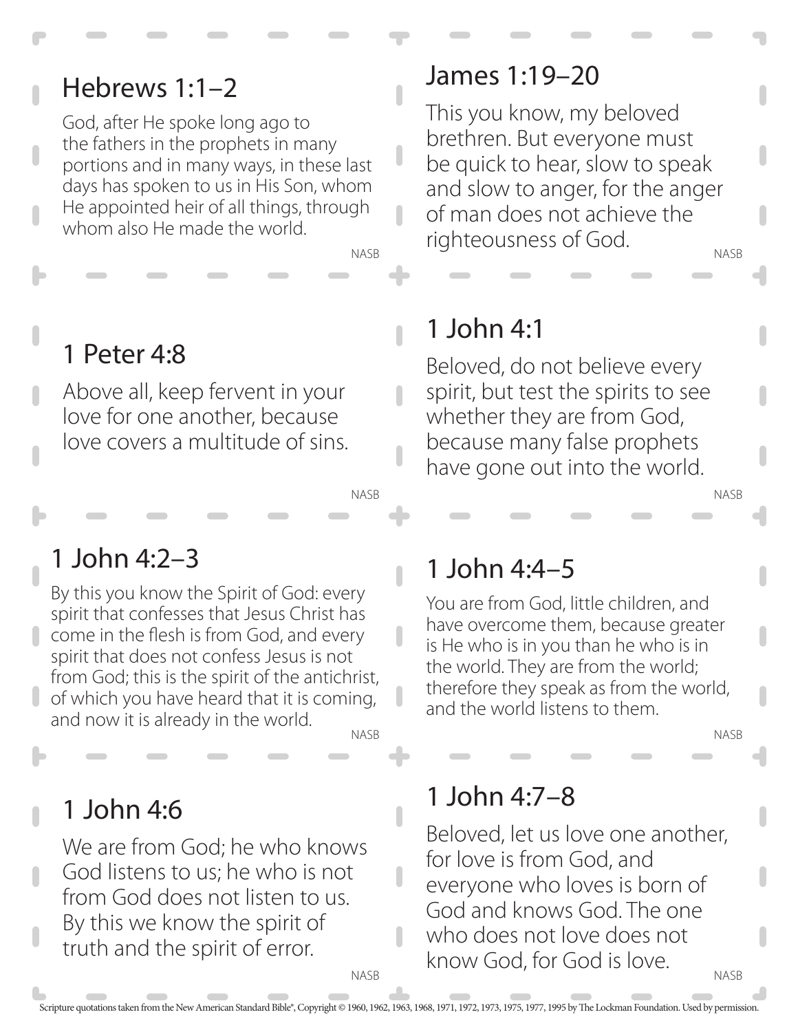## Hebrews 1:1–2

God, after He spoke long ago to the fathers in the prophets in many portions and in many ways, in these last days has spoken to us in His Son, whom He appointed heir of all things, through whom also He made the world.

NASB

## James 1:19–20

This you know, my beloved brethren. But everyone must be quick to hear, slow to speak and slow to anger, for the anger of man does not achieve the righteousness of God.

NASB

## 1 Peter 4:8

Above all, keep fervent in your love for one another, because love covers a multitude of sins.

NASB

## 1 John 4:1

Beloved, do not believe every spirit, but test the spirits to see whether they are from God, because many false prophets have gone out into the world.

NASB

## 1 John 4:2–3

By this you know the Spirit of God: every spirit that confesses that Jesus Christ has come in the flesh is from God, and every spirit that does not confess Jesus is not from God; this is the spirit of the antichrist, of which you have heard that it is coming, and now it is already in the world.

NASB

## 1 John 4:4–5

You are from God, little children, and have overcome them, because greater is He who is in you than he who is in the world. They are from the world; therefore they speak as from the world, and the world listens to them.

NASB

## 1 John 4:6

We are from God; he who knows God listens to us; he who is not from God does not listen to us. By this we know the spirit of truth and the spirit of error.

NASB

## 1 John 4:7–8

Beloved, let us love one another, for love is from God, and everyone who loves is born of God and knows God. The one who does not love does not know God, for God is love.

NASB

Scripture quotations taken from the New American Standard Bible®, Copyright © 1960, 1962, 1963, 1968, 1971, 1972, 1973, 1975, 1977, 1995 by The Lockman Foundation. Used by permission.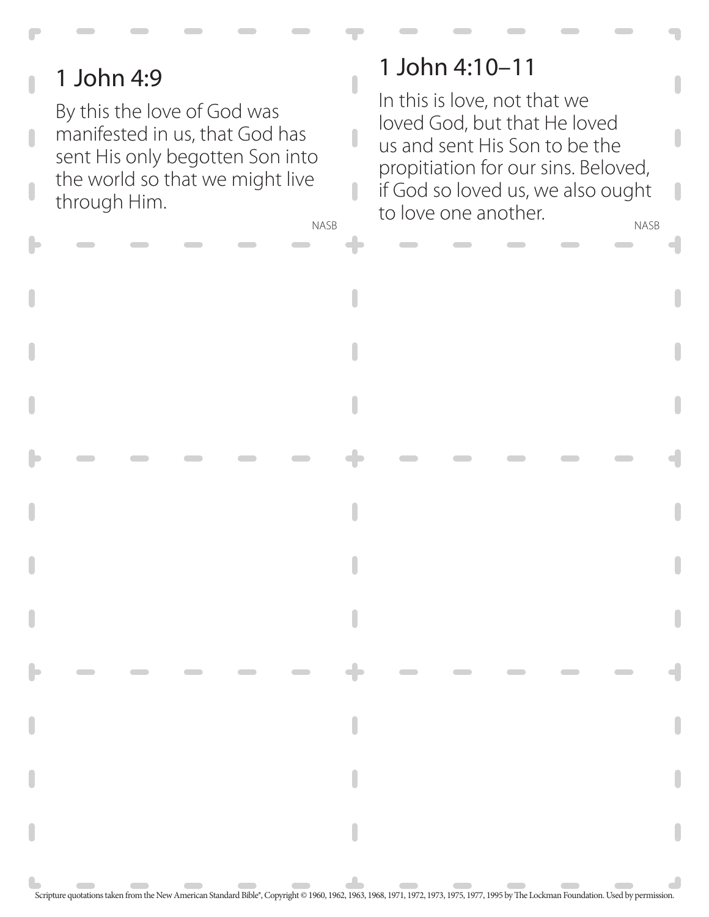## 1 John 4:9

By this the love of God was manifested in us, that God has sent His only begotten Son into the world so that we might live through Him.

NASB

## 1 John 4:10–11

In this is love, not that we loved God, but that He loved us and sent His Son to be the propitiation for our sins. Beloved, if God so loved us, we also ought to love one another.

NASB

Scripture quotations taken from the New American Standard Bible®, Copyright © 1960, 1962, 1963, 1968, 1971, 1972, 1973, 1975, 1977, 1995 by The Lockman Foundation. Used by permission.